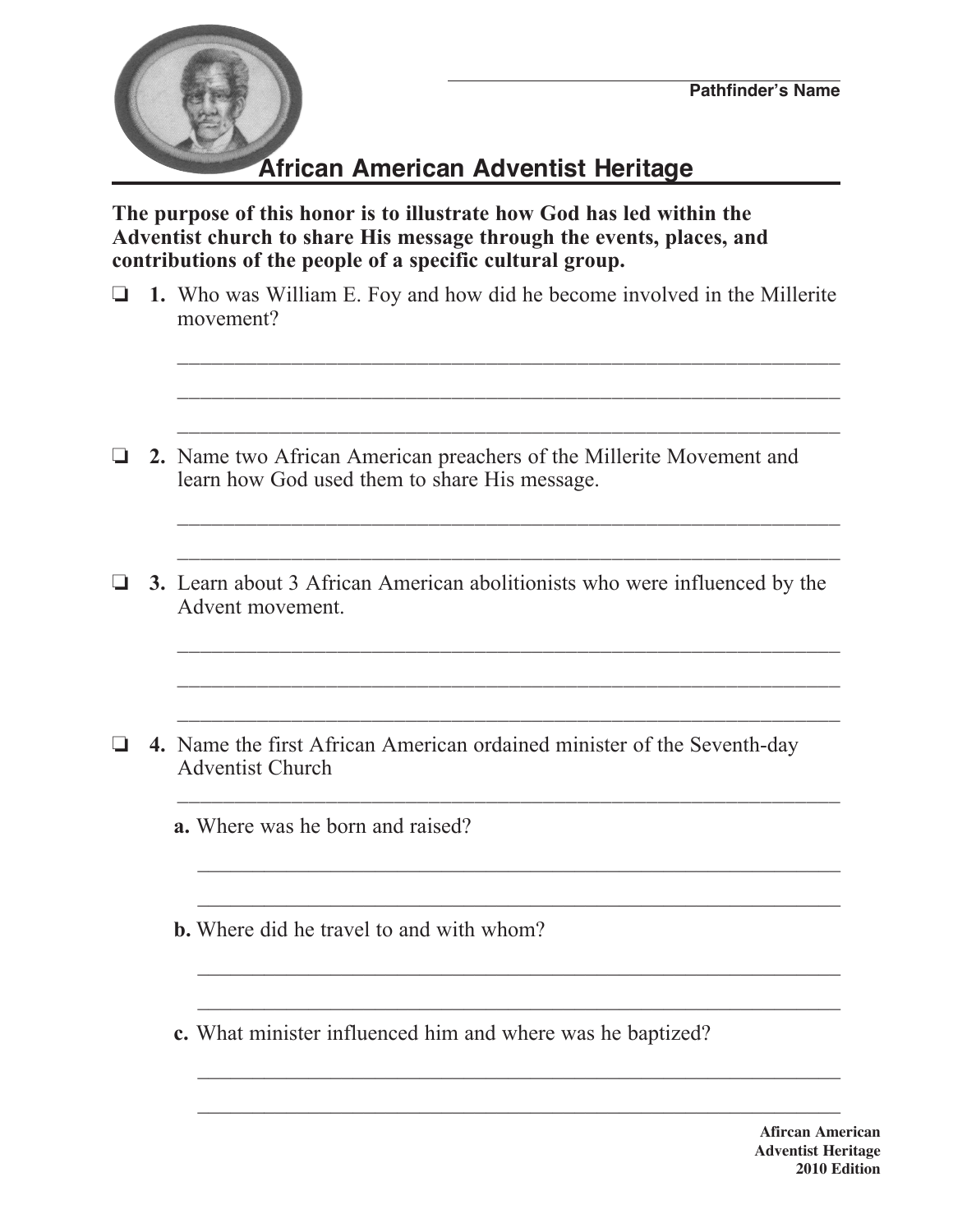Pathfinder's Name

# African American Adventist Heritage

**The purpose of this honor is to illustrate how God has led within the Adventist church to share His message through the events, places, and contributions of the people of a specific cultural group.**

❏ **1.** Who was William E. Foy and how did he become involved in the Millerite movement?

______________________________________________________________

______________________________________________________________

______________________________________________________________

❏ **2.** Name two African American preachers of the Millerite Movement and learn how God used them to share His message.

______________________________________________________________

______________________________________________________________

❏ **3.** Learn about 3 African American abolitionists who were influenced by the Advent movement.

______________________________________________________________

______________________________________________________________

______________________________________________________________

❏ **4.** Name the first African American ordained minister of the Seventh-day Adventist Church

______________________________________________________________

**a.** Where was he born and raised?

______________________________________________________________

______________________________________________________________

**b.** Where did he travel to and with whom?

______________________________________________________________

______________________________________________________________

**c.** What minister influenced him and where was he baptized?

______________________________________________________________

______________________________________________________________

**Afircan American Adventist Heritage 2010 Edition**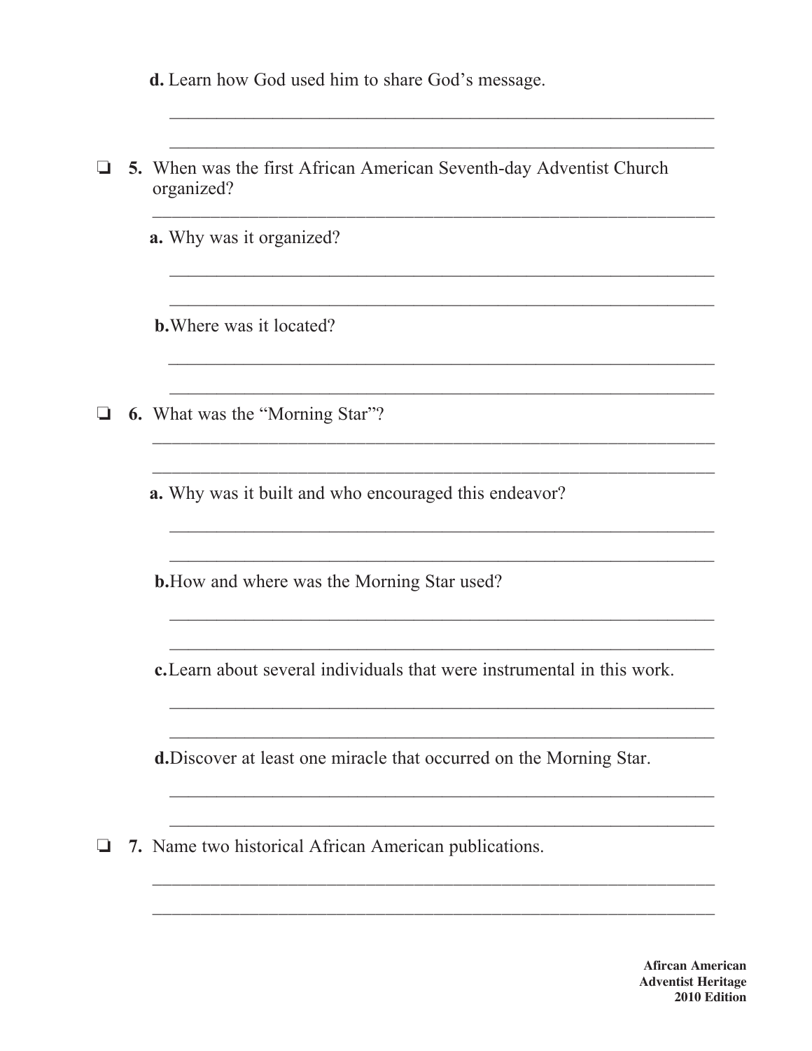**d.** Learn how God used him to share God's message.

______________________________________________________________

______________________________________________________________

❏ **5.** When was the first African American Seventh-day Adventist Church organized?

______________________________________________________________

**a.** Why was it organized?

______________________________________________________________

______________________________________________________________

**b.** Where was it located?

______________________________________________________________

______________________________________________________________

❏ **6.** What was the "Morning Star"?

______________________________________________________________

______________________________________________________________

**a.** Why was it built and who encouraged this endeavor?

______________________________________________________________

______________________________________________________________

**b.** How and where was the Morning Star used?

______________________________________________________________

______________________________________________________________

**c.** Learn about several individuals that were instrumental in this work.

______________________________________________________________

______________________________________________________________

**d.** Discover at least one miracle that occurred on the Morning Star.

______________________________________________________________

______________________________________________________________

❏ **7.** Name two historical African American publications.

______________________________________________________________

______________________________________________________________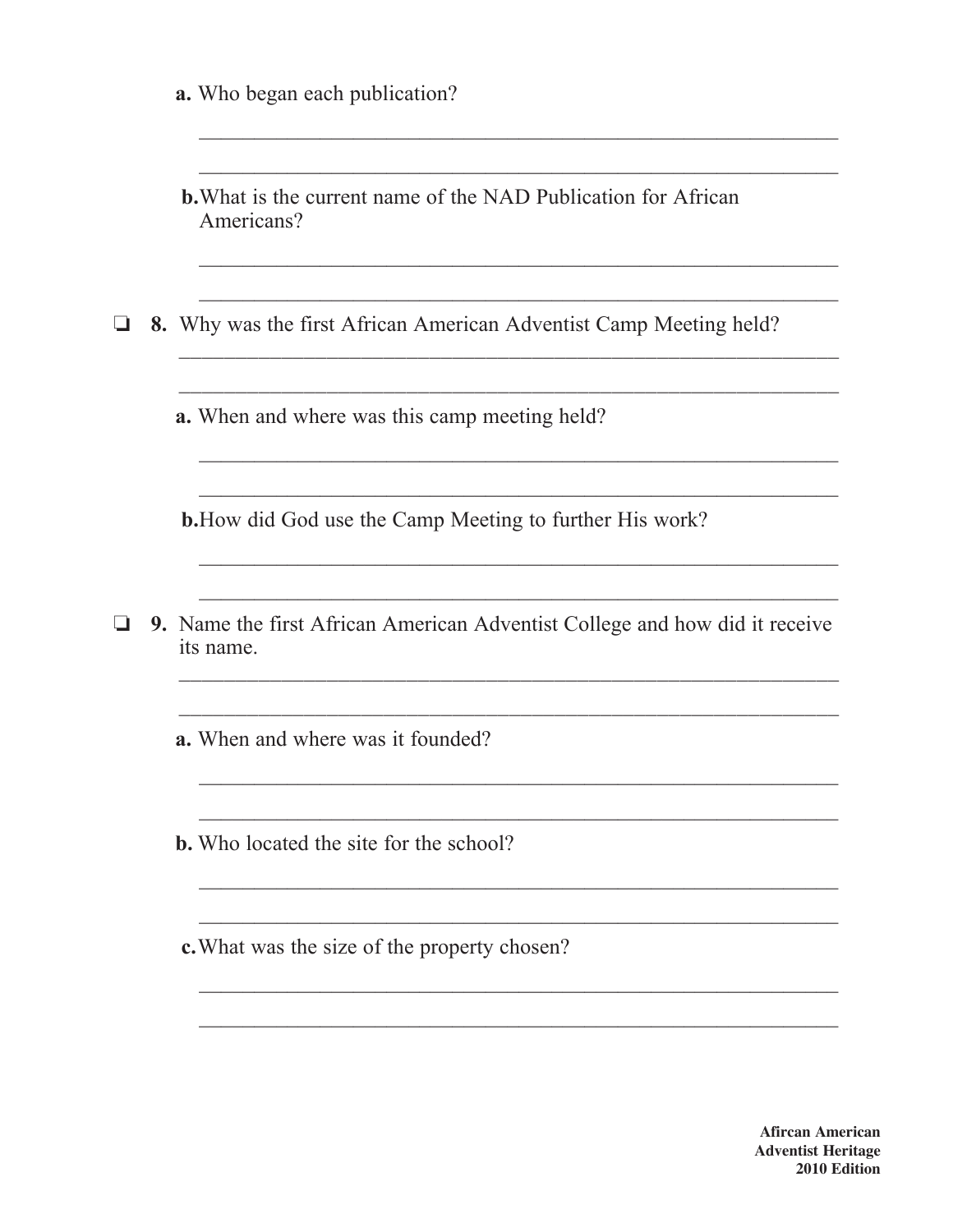a. Who began each publication?

\_\_\_\_\_\_\_\_\_\_\_\_\_\_\_\_\_\_\_\_\_\_\_\_\_\_\_\_\_\_\_\_\_\_\_\_\_\_\_\_\_\_\_\_\_\_\_\_\_\_\_\_\_\_\_\_

\_\_\_\_\_\_\_\_\_\_\_\_\_\_\_\_\_\_\_\_\_\_\_\_\_\_\_\_\_\_\_\_\_\_\_\_\_\_\_\_\_\_\_\_\_\_\_\_\_\_\_\_\_\_\_\_

b. What is the current name of the NAD Publication for African Americans?

\_\_\_\_\_\_\_\_\_\_\_\_\_\_\_\_\_\_\_\_\_\_\_\_\_\_\_\_\_\_\_\_\_\_\_\_\_\_\_\_\_\_\_\_\_\_\_\_\_\_\_\_\_\_\_\_

\_\_\_\_\_\_\_\_\_\_\_\_\_\_\_\_\_\_\_\_\_\_\_\_\_\_\_\_\_\_\_\_\_\_\_\_\_\_\_\_\_\_\_\_\_\_\_\_\_\_\_\_\_\_\_\_

❑ **8.** Why was the first African American Adventist Camp Meeting held?

\_\_\_\_\_\_\_\_\_\_\_\_\_\_\_\_\_\_\_\_\_\_\_\_\_\_\_\_\_\_\_\_\_\_\_\_\_\_\_\_\_\_\_\_\_\_\_\_\_\_\_\_\_\_\_\_

\_\_\_\_\_\_\_\_\_\_\_\_\_\_\_\_\_\_\_\_\_\_\_\_\_\_\_\_\_\_\_\_\_\_\_\_\_\_\_\_\_\_\_\_\_\_\_\_\_\_\_\_\_\_\_\_

a. When and where was this camp meeting held?

\_\_\_\_\_\_\_\_\_\_\_\_\_\_\_\_\_\_\_\_\_\_\_\_\_\_\_\_\_\_\_\_\_\_\_\_\_\_\_\_\_\_\_\_\_\_\_\_\_\_\_\_\_\_\_\_

\_\_\_\_\_\_\_\_\_\_\_\_\_\_\_\_\_\_\_\_\_\_\_\_\_\_\_\_\_\_\_\_\_\_\_\_\_\_\_\_\_\_\_\_\_\_\_\_\_\_\_\_\_\_\_\_

b. How did God use the Camp Meeting to further His work?

\_\_\_\_\_\_\_\_\_\_\_\_\_\_\_\_\_\_\_\_\_\_\_\_\_\_\_\_\_\_\_\_\_\_\_\_\_\_\_\_\_\_\_\_\_\_\_\_\_\_\_\_\_\_\_\_

\_\_\_\_\_\_\_\_\_\_\_\_\_\_\_\_\_\_\_\_\_\_\_\_\_\_\_\_\_\_\_\_\_\_\_\_\_\_\_\_\_\_\_\_\_\_\_\_\_\_\_\_\_\_\_\_

❑ **9.** Name the first African American Adventist College and how did it receive its name.

\_\_\_\_\_\_\_\_\_\_\_\_\_\_\_\_\_\_\_\_\_\_\_\_\_\_\_\_\_\_\_\_\_\_\_\_\_\_\_\_\_\_\_\_\_\_\_\_\_\_\_\_\_\_\_\_

\_\_\_\_\_\_\_\_\_\_\_\_\_\_\_\_\_\_\_\_\_\_\_\_\_\_\_\_\_\_\_\_\_\_\_\_\_\_\_\_\_\_\_\_\_\_\_\_\_\_\_\_\_\_\_\_

a. When and where was it founded?

\_\_\_\_\_\_\_\_\_\_\_\_\_\_\_\_\_\_\_\_\_\_\_\_\_\_\_\_\_\_\_\_\_\_\_\_\_\_\_\_\_\_\_\_\_\_\_\_\_\_\_\_\_\_\_\_

\_\_\_\_\_\_\_\_\_\_\_\_\_\_\_\_\_\_\_\_\_\_\_\_\_\_\_\_\_\_\_\_\_\_\_\_\_\_\_\_\_\_\_\_\_\_\_\_\_\_\_\_\_\_\_\_

b. Who located the site for the school?

\_\_\_\_\_\_\_\_\_\_\_\_\_\_\_\_\_\_\_\_\_\_\_\_\_\_\_\_\_\_\_\_\_\_\_\_\_\_\_\_\_\_\_\_\_\_\_\_\_\_\_\_\_\_\_\_

\_\_\_\_\_\_\_\_\_\_\_\_\_\_\_\_\_\_\_\_\_\_\_\_\_\_\_\_\_\_\_\_\_\_\_\_\_\_\_\_\_\_\_\_\_\_\_\_\_\_\_\_\_\_\_\_

c. What was the size of the property chosen?

\_\_\_\_\_\_\_\_\_\_\_\_\_\_\_\_\_\_\_\_\_\_\_\_\_\_\_\_\_\_\_\_\_\_\_\_\_\_\_\_\_\_\_\_\_\_\_\_\_\_\_\_\_\_\_\_

\_\_\_\_\_\_\_\_\_\_\_\_\_\_\_\_\_\_\_\_\_\_\_\_\_\_\_\_\_\_\_\_\_\_\_\_\_\_\_\_\_\_\_\_\_\_\_\_\_\_\_\_\_\_\_\_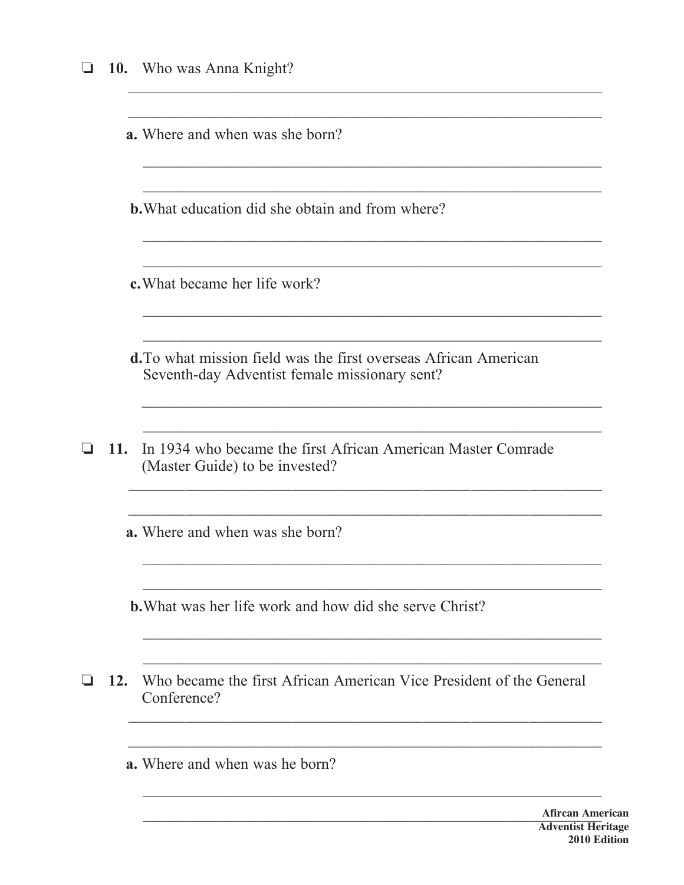❏ **10.** Who was Anna Knight?

______________________________________________________________

______________________________________________________________

**a.** Where and when was she born?

______________________________________________________________

______________________________________________________________

**b.** What education did she obtain and from where?

______________________________________________________________

______________________________________________________________

**c.** What became her life work?

______________________________________________________________

______________________________________________________________

**d.** To what mission field was the first overseas African American Seventh-day Adventist female missionary sent?

______________________________________________________________

______________________________________________________________

❏ **11.** In 1934 who became the first African American Master Comrade (Master Guide) to be invested?

______________________________________________________________

______________________________________________________________

**a.** Where and when was she born?

______________________________________________________________

______________________________________________________________

**b.** What was her life work and how did she serve Christ?

______________________________________________________________

______________________________________________________________

❏ **12.** Who became the first African American Vice President of the General Conference?

______________________________________________________________

______________________________________________________________

**a.** Where and when was he born?

______________________________________________________________

______________________________________________________________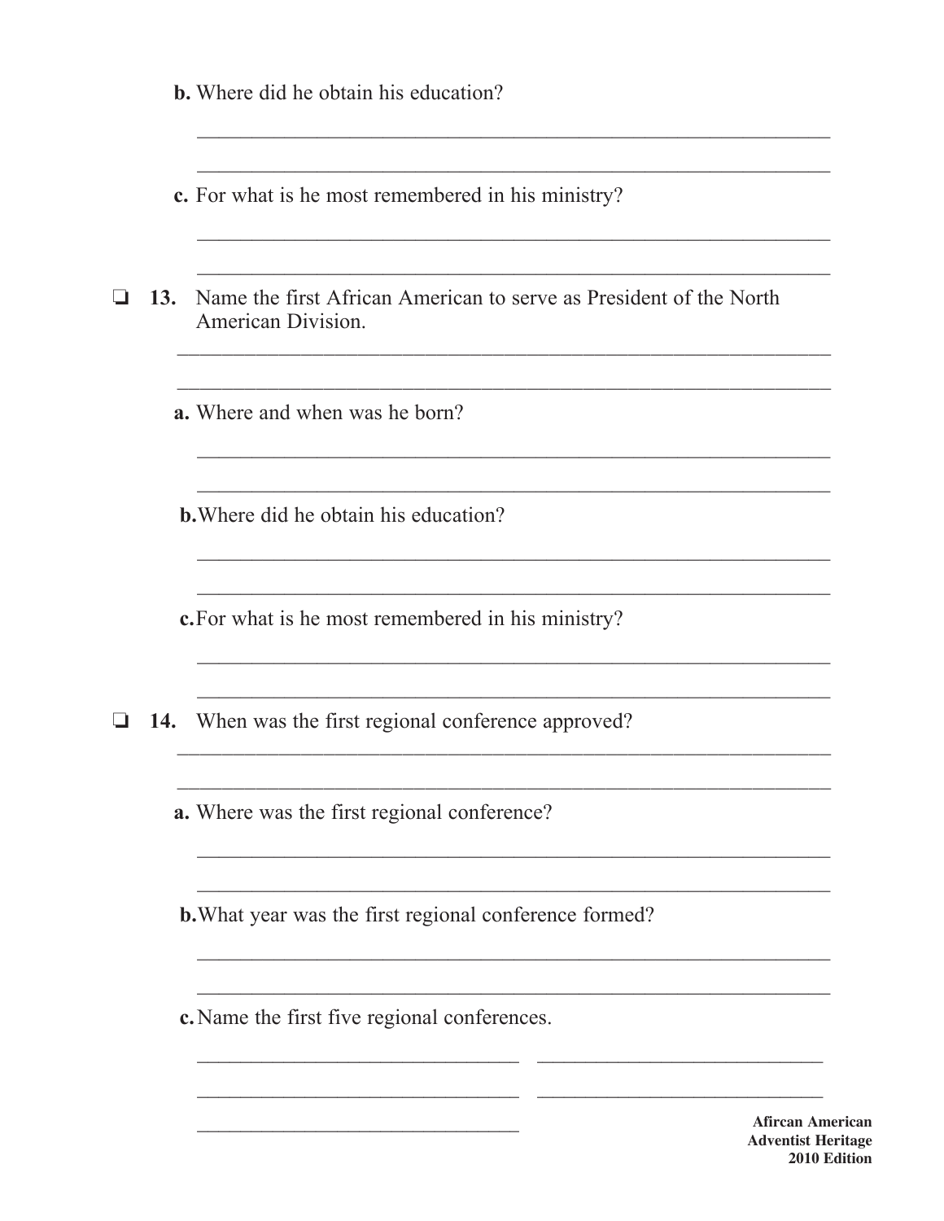**b.** Where did he obtain his education?

\_\_\_\_\_\_\_\_\_\_\_\_\_\_\_\_\_\_\_\_\_\_\_\_\_\_\_\_\_\_\_\_\_\_\_\_\_\_\_\_\_\_\_\_\_\_\_\_\_\_\_\_\_\_\_\_\_\_

\_\_\_\_\_\_\_\_\_\_\_\_\_\_\_\_\_\_\_\_\_\_\_\_\_\_\_\_\_\_\_\_\_\_\_\_\_\_\_\_\_\_\_\_\_\_\_\_\_\_\_\_\_\_\_\_\_\_

**c.** For what is he most remembered in his ministry?

\_\_\_\_\_\_\_\_\_\_\_\_\_\_\_\_\_\_\_\_\_\_\_\_\_\_\_\_\_\_\_\_\_\_\_\_\_\_\_\_\_\_\_\_\_\_\_\_\_\_\_\_\_\_\_\_\_\_

\_\_\_\_\_\_\_\_\_\_\_\_\_\_\_\_\_\_\_\_\_\_\_\_\_\_\_\_\_\_\_\_\_\_\_\_\_\_\_\_\_\_\_\_\_\_\_\_\_\_\_\_\_\_\_\_\_\_

❏ **13.** Name the first African American to serve as President of the North American Division.

\_\_\_\_\_\_\_\_\_\_\_\_\_\_\_\_\_\_\_\_\_\_\_\_\_\_\_\_\_\_\_\_\_\_\_\_\_\_\_\_\_\_\_\_\_\_\_\_\_\_\_\_\_\_\_\_\_\_

\_\_\_\_\_\_\_\_\_\_\_\_\_\_\_\_\_\_\_\_\_\_\_\_\_\_\_\_\_\_\_\_\_\_\_\_\_\_\_\_\_\_\_\_\_\_\_\_\_\_\_\_\_\_\_\_\_\_

**a.** Where and when was he born?

\_\_\_\_\_\_\_\_\_\_\_\_\_\_\_\_\_\_\_\_\_\_\_\_\_\_\_\_\_\_\_\_\_\_\_\_\_\_\_\_\_\_\_\_\_\_\_\_\_\_\_\_\_\_\_\_\_\_

\_\_\_\_\_\_\_\_\_\_\_\_\_\_\_\_\_\_\_\_\_\_\_\_\_\_\_\_\_\_\_\_\_\_\_\_\_\_\_\_\_\_\_\_\_\_\_\_\_\_\_\_\_\_\_\_\_\_

**b.** Where did he obtain his education?

\_\_\_\_\_\_\_\_\_\_\_\_\_\_\_\_\_\_\_\_\_\_\_\_\_\_\_\_\_\_\_\_\_\_\_\_\_\_\_\_\_\_\_\_\_\_\_\_\_\_\_\_\_\_\_\_\_\_

\_\_\_\_\_\_\_\_\_\_\_\_\_\_\_\_\_\_\_\_\_\_\_\_\_\_\_\_\_\_\_\_\_\_\_\_\_\_\_\_\_\_\_\_\_\_\_\_\_\_\_\_\_\_\_\_\_\_

**c.** For what is he most remembered in his ministry?

\_\_\_\_\_\_\_\_\_\_\_\_\_\_\_\_\_\_\_\_\_\_\_\_\_\_\_\_\_\_\_\_\_\_\_\_\_\_\_\_\_\_\_\_\_\_\_\_\_\_\_\_\_\_\_\_\_\_

\_\_\_\_\_\_\_\_\_\_\_\_\_\_\_\_\_\_\_\_\_\_\_\_\_\_\_\_\_\_\_\_\_\_\_\_\_\_\_\_\_\_\_\_\_\_\_\_\_\_\_\_\_\_\_\_\_\_

❏ **14.** When was the first regional conference approved?

\_\_\_\_\_\_\_\_\_\_\_\_\_\_\_\_\_\_\_\_\_\_\_\_\_\_\_\_\_\_\_\_\_\_\_\_\_\_\_\_\_\_\_\_\_\_\_\_\_\_\_\_\_\_\_\_\_\_

\_\_\_\_\_\_\_\_\_\_\_\_\_\_\_\_\_\_\_\_\_\_\_\_\_\_\_\_\_\_\_\_\_\_\_\_\_\_\_\_\_\_\_\_\_\_\_\_\_\_\_\_\_\_\_\_\_\_

**a.** Where was the first regional conference?

\_\_\_\_\_\_\_\_\_\_\_\_\_\_\_\_\_\_\_\_\_\_\_\_\_\_\_\_\_\_\_\_\_\_\_\_\_\_\_\_\_\_\_\_\_\_\_\_\_\_\_\_\_\_\_\_\_\_

\_\_\_\_\_\_\_\_\_\_\_\_\_\_\_\_\_\_\_\_\_\_\_\_\_\_\_\_\_\_\_\_\_\_\_\_\_\_\_\_\_\_\_\_\_\_\_\_\_\_\_\_\_\_\_\_\_\_

**b.** What year was the first regional conference formed?

\_\_\_\_\_\_\_\_\_\_\_\_\_\_\_\_\_\_\_\_\_\_\_\_\_\_\_\_\_\_\_\_\_\_\_\_\_\_\_\_\_\_\_\_\_\_\_\_\_\_\_\_\_\_\_\_\_\_

\_\_\_\_\_\_\_\_\_\_\_\_\_\_\_\_\_\_\_\_\_\_\_\_\_\_\_\_\_\_\_\_\_\_\_\_\_\_\_\_\_\_\_\_\_\_\_\_\_\_\_\_\_\_\_\_\_\_

**c.** Name the first five regional conferences.

\_\_\_\_\_\_\_\_\_\_\_\_\_\_\_\_\_\_\_\_\_\_\_\_\_\_\_\_\_\_ \_\_\_\_\_\_\_\_\_\_\_\_\_\_\_\_\_\_\_\_\_\_\_\_\_\_\_\_\_\_

\_\_\_\_\_\_\_\_\_\_\_\_\_\_\_\_\_\_\_\_\_\_\_\_\_\_\_\_\_\_ \_\_\_\_\_\_\_\_\_\_\_\_\_\_\_\_\_\_\_\_\_\_\_\_\_\_\_\_\_\_

\_\_\_\_\_\_\_\_\_\_\_\_\_\_\_\_\_\_\_\_\_\_\_\_\_\_\_\_\_\_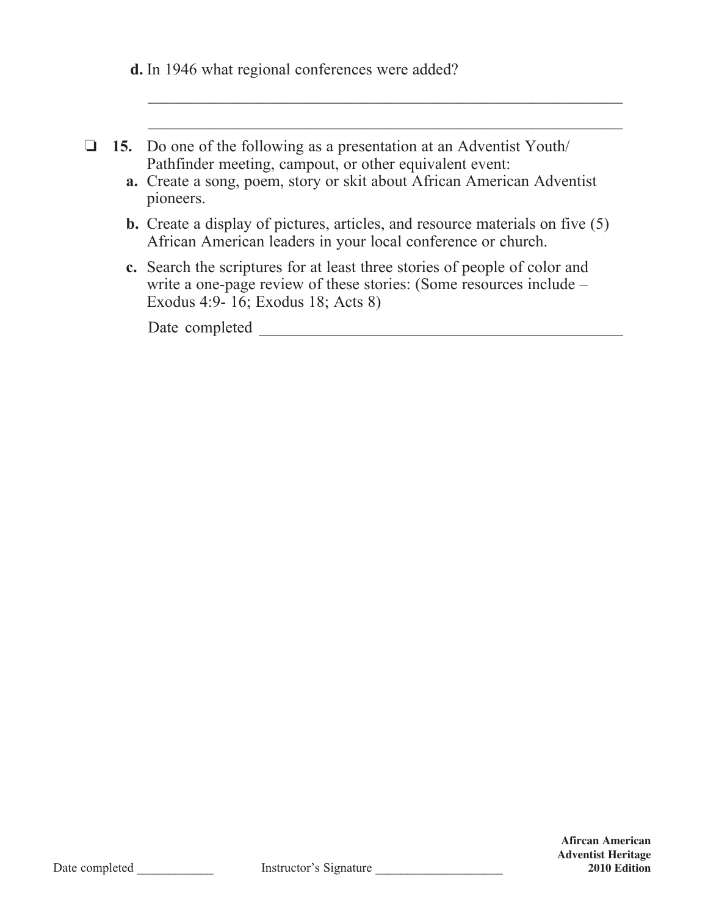**d.** In 1946 what regional conferences were added?

\_\_\_\_\_\_\_\_\_\_\_\_\_\_\_\_\_\_\_\_\_\_\_\_\_\_\_\_\_\_\_\_\_\_\_\_\_\_\_\_\_\_\_\_\_\_\_\_\_\_\_\_\_\_\_\_\_\_\_\_

\_\_\_\_\_\_\_\_\_\_\_\_\_\_\_\_\_\_\_\_\_\_\_\_\_\_\_\_\_\_\_\_\_\_\_\_\_\_\_\_\_\_\_\_\_\_\_\_\_\_\_\_\_\_\_\_\_\_\_\_

❏ **15.** Do one of the following as a presentation at an Adventist Youth/ Pathfinder meeting, campout, or other equivalent event:

**a.** Create a song, poem, story or skit about African American Adventist pioneers.

**b.** Create a display of pictures, articles, and resource materials on five (5) African American leaders in your local conference or church.

**c.** Search the scriptures for at least three stories of people of color and write a one-page review of these stories: (Some resources include – Exodus 4:9- 16; Exodus 18; Acts 8)

Date completed \_\_\_\_\_\_\_\_\_\_\_\_\_\_\_\_\_\_\_\_\_\_\_\_\_\_\_\_\_\_\_\_\_\_\_\_\_\_\_\_\_\_\_\_\_

Date completed \_\_\_\_\_\_\_\_\_\_\_\_ Instructor's Signature \_\_\_\_\_\_\_\_\_\_\_\_\_\_\_\_\_\_\_\_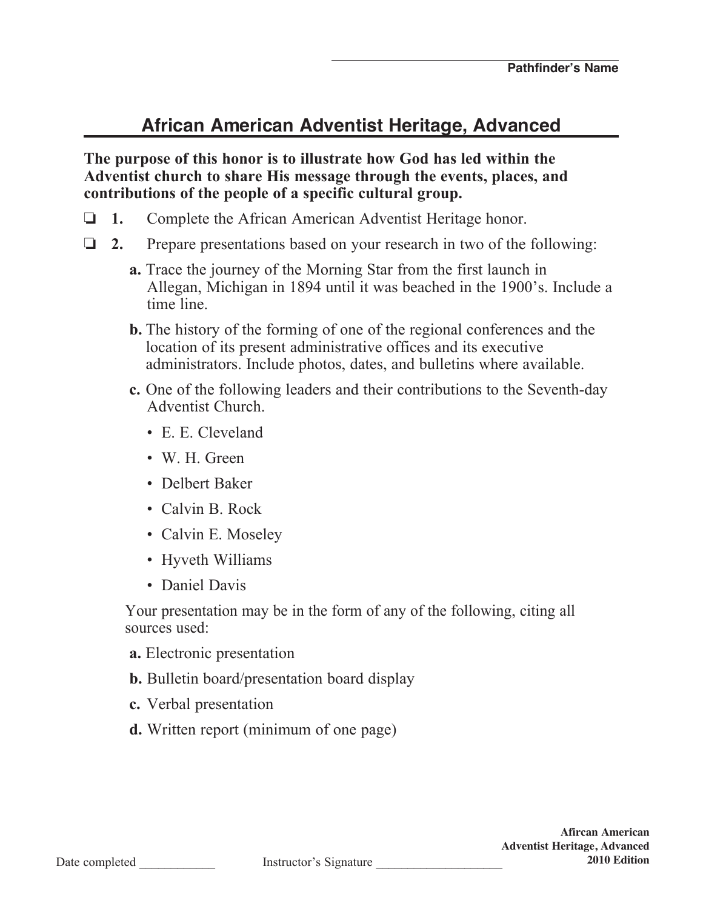Pathfinder's Name

# African American Adventist Heritage, Advanced

**The purpose of this honor is to illustrate how God has led within the Adventist church to share His message through the events, places, and contributions of the people of a specific cultural group.**

❑ **1.** Complete the African American Adventist Heritage honor.

❑ **2.** Prepare presentations based on your research in two of the following:

**a.** Trace the journey of the Morning Star from the first launch in Allegan, Michigan in 1894 until it was beached in the 1900's. Include a time line.

**b.** The history of the forming of one of the regional conferences and the location of its present administrative offices and its executive administrators. Include photos, dates, and bulletins where available.

**c.** One of the following leaders and their contributions to the Seventh-day Adventist Church.

- E. E. Cleveland
- W. H. Green
- Delbert Baker
- Calvin B. Rock
- Calvin E. Moseley
- Hyveth Williams
- Daniel Davis

Your presentation may be in the form of any of the following, citing all sources used:

**a.** Electronic presentation

**b.** Bulletin board/presentation board display

**c.** Verbal presentation

**d.** Written report (minimum of one page)

Date completed ____________ Instructor's Signature ____________________

**Afircan American Adventist Heritage, Advanced 2010 Edition**